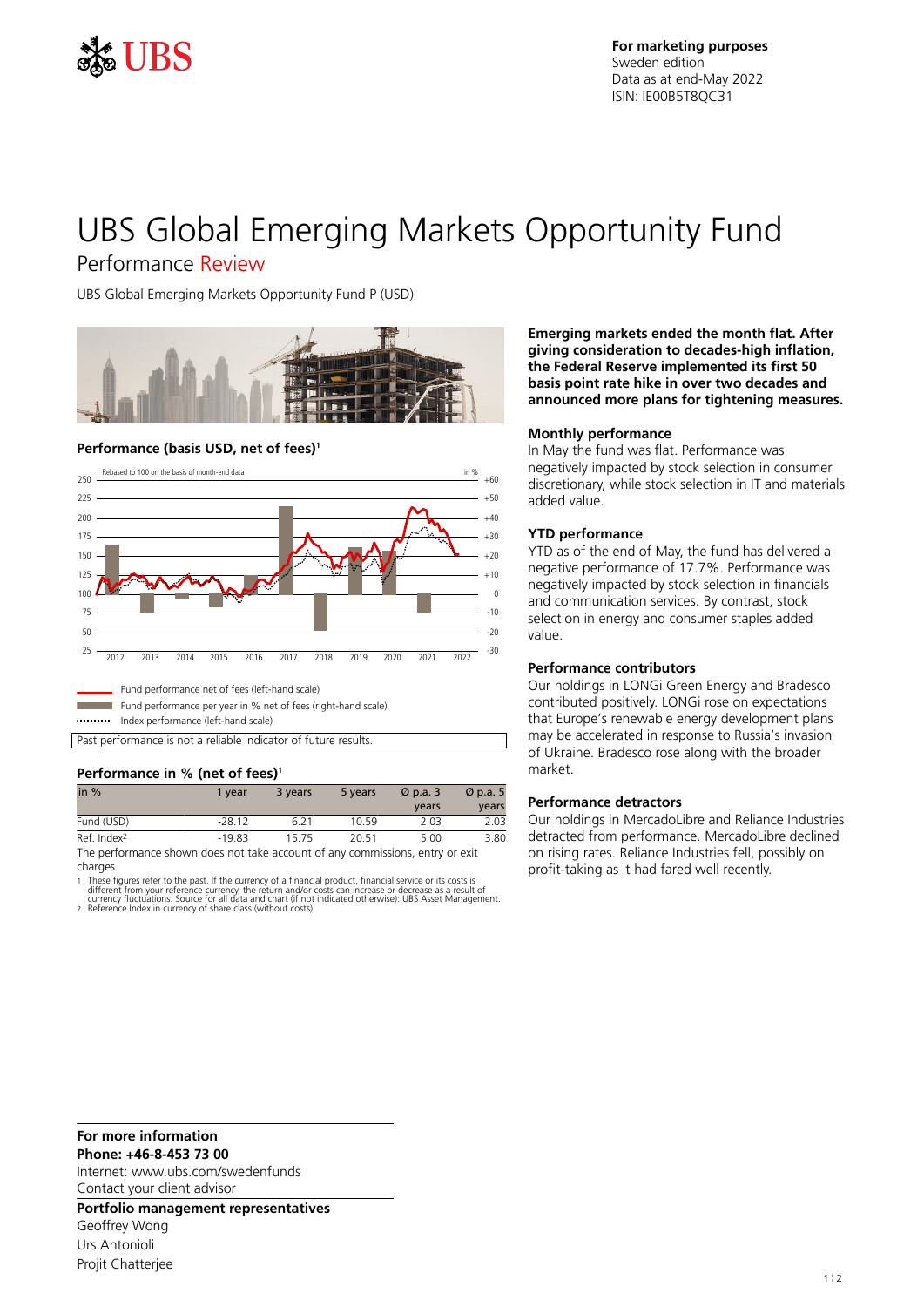For marketing purposes
Sweden edition
Data as at end-May 2022
ISIN: IE00B5T8QC31

# UBS Global Emerging Markets Opportunity Fund

## Performance Review

UBS Global Emerging Markets Opportunity Fund P (USD)

### Performance (basis USD, net of fees)[1]

Rebased to 100 on the basis of month-end data

Fund performance net of fees (left-hand scale)
Fund performance per year in % net of fees (right-hand scale)
Index performance (left-hand scale)

Past performance is not a reliable indicator of future results.

### Performance in % (net of fees)[1]

| in % | 1 year | 3 years | 5 years | Ø p.a. 3 years | Ø p.a. 5 years |
|---|---|---|---|---|---|
| Fund (USD) | -28.12 | 6.21 | 10.59 | 2.03 | 2.03 |
| Ref. Index[2] | -19.83 | 15.75 | 20.51 | 5.00 | 3.80 |

The performance shown does not take account of any commissions, entry or exit charges.

1 These figures refer to the past. If the currency of a financial product, financial service or its costs is different from your reference currency, the return and/or costs can increase or decrease as a result of currency fluctuations. Source for all data and chart (if not indicated otherwise): UBS Asset Management.
2 Reference Index in currency of share class (without costs)

**Emerging markets ended the month flat. After giving consideration to decades-high inflation, the Federal Reserve implemented its first 50 basis point rate hike in over two decades and announced more plans for tightening measures.**

### Monthly performance

In May the fund was flat. Performance was negatively impacted by stock selection in consumer discretionary, while stock selection in IT and materials added value.

### YTD performance

YTD as of the end of May, the fund has delivered a negative performance of 17.7%. Performance was negatively impacted by stock selection in financials and communication services. By contrast, stock selection in energy and consumer staples added value.

### Performance contributors

Our holdings in LONGi Green Energy and Bradesco contributed positively. LONGi rose on expectations that Europe's renewable energy development plans may be accelerated in response to Russia's invasion of Ukraine. Bradesco rose along with the broader market.

### Performance detractors

Our holdings in MercadoLibre and Reliance Industries detracted from performance. MercadoLibre declined on rising rates. Reliance Industries fell, possibly on profit-taking as it had fared well recently.

**For more information**
**Phone: +46-8-453 73 00**
Internet: www.ubs.com/swedenfunds
Contact your client advisor

**Portfolio management representatives**
Geoffrey Wong
Urs Antonioli
Projit Chatterjee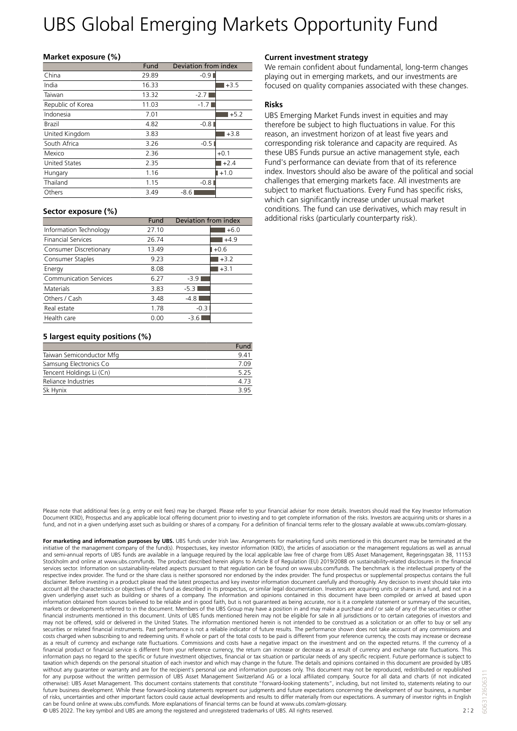# UBS Global Emerging Markets Opportunity Fund

### Market exposure (%)

| | Fund | Deviation from index |
|---|---|---|
| China | 29.89 | -0.9 |
| India | 16.33 | +3.5 |
| Taiwan | 13.32 | -2.7 |
| Republic of Korea | 11.03 | -1.7 |
| Indonesia | 7.01 | +5.2 |
| Brazil | 4.82 | -0.8 |
| United Kingdom | 3.83 | +3.8 |
| South Africa | 3.26 | -0.5 |
| Mexico | 2.36 | +0.1 |
| United States | 2.35 | +2.4 |
| Hungary | 1.16 | +1.0 |
| Thailand | 1.15 | -0.8 |
| Others | 3.49 | -8.6 |

### Sector exposure (%)

| | Fund | Deviation from index |
|---|---|---|
| Information Technology | 27.10 | +6.0 |
| Financial Services | 26.74 | +4.9 |
| Consumer Discretionary | 13.49 | +0.6 |
| Consumer Staples | 9.23 | +3.2 |
| Energy | 8.08 | +3.1 |
| Communication Services | 6.27 | -3.9 |
| Materials | 3.83 | -5.3 |
| Others / Cash | 3.48 | -4.8 |
| Real estate | 1.78 | -0.3 |
| Health care | 0.00 | -3.6 |

### 5 largest equity positions (%)

| | Fund |
|---|---|
| Taiwan Semiconductor Mfg | 9.41 |
| Samsung Electronics Co | 7.09 |
| Tencent Holdings Li (Cn) | 5.25 |
| Reliance Industries | 4.73 |
| Sk Hynix | 3.95 |

### Current investment strategy

We remain confident about fundamental, long-term changes playing out in emerging markets, and our investments are focused on quality companies associated with these changes.

### Risks

UBS Emerging Market Funds invest in equities and may therefore be subject to high fluctuations in value. For this reason, an investment horizon of at least five years and corresponding risk tolerance and capacity are required. As these UBS Funds pursue an active management style, each Fund's performance can deviate from that of its reference index. Investors should also be aware of the political and social challenges that emerging markets face. All investments are subject to market fluctuations. Every Fund has specific risks, which can significantly increase under unusual market conditions. The fund can use derivatives, which may result in additional risks (particularly counterparty risk).

Please note that additional fees (e.g. entry or exit fees) may be charged. Please refer to your financial adviser for more details. Investors should read the Key Investor Information Document (KIID), Prospectus and any applicable local offering document prior to investing and to get complete information of the risks. Investors are acquiring units or shares in a fund, and not in a given underlying asset such as building or shares of a company. For a definition of financial terms refer to the glossary available at www.ubs.com/am-glossary.

**For marketing and information purposes by UBS.** UBS funds under Irish law. Arrangements for marketing fund units mentioned in this document may be terminated at the initiative of the management company of the fund(s). Prospectuses, key investor information (KIID), the articles of association or the management regulations as well as annual and semi-annual reports of UBS funds are available in a language required by the local applicable law free of charge from UBS Asset Management, Regeringsgatan 38, 11153 Stockholm and online at www.ubs.com/funds. The product described herein aligns to Article 8 of Regulation (EU) 2019/2088 on sustainability-related disclosures in the financial services sector. Information on sustainability-related aspects pursuant to that regulation can be found on www.ubs.com/funds. The benchmark is the intellectual property of the respective index provider. The fund or the share class is neither sponsored nor endorsed by the index provider. The fund prospectus or supplemental prospectus contains the full disclaimer. Before investing in a product please read the latest prospectus and key investor information document carefully and thoroughly. Any decision to invest should take into account all the characteristics or objectives of the fund as described in its prospectus, or similar legal documentation. Investors are acquiring units or shares in a fund, and not in a given underlying asset such as building or shares of a company. The information and opinions contained in this document have been compiled or arrived at based upon information obtained from sources believed to be reliable and in good faith, but is not guaranteed as being accurate, nor is it a complete statement or summary of the securities, markets or developments referred to in the document. Members of the UBS Group may have a position in and may make a purchase and / or sale of any of the securities or other financial instruments mentioned in this document. Units of UBS funds mentioned herein may not be eligible for sale in all jurisdictions or to certain categories of investors and may not be offered, sold or delivered in the United States. The information mentioned herein is not intended to be construed as a solicitation or an offer to buy or sell any securities or related financial instruments. Past performance is not a reliable indicator of future results. The performance shown does not take account of any commissions and costs charged when subscribing to and redeeming units. If whole or part of the total costs to be paid is different from your reference currency, the costs may increase or decrease as a result of currency and exchange rate fluctuations. Commissions and costs have a negative impact on the investment and on the expected returns. If the currency of a financial product or financial service is different from your reference currency, the return can increase or decrease as a result of currency and exchange rate fluctuations. This information pays no regard to the specific or future investment objectives, financial or tax situation or particular needs of any specific recipient. Future performance is subject to taxation which depends on the personal situation of each investor and which may change in the future. The details and opinions contained in this document are provided by UBS without any guarantee or warranty and are for the recipient's personal use and information purposes only. This document may not be reproduced, redistributed or republished for any purpose without the written permission of UBS Asset Management Switzerland AG or a local affiliated company. Source for all data and charts (if not indicated otherwise): UBS Asset Management. This document contains statements that constitute "forward-looking statements", including, but not limited to, statements relating to our future business development. While these forward-looking statements represent our judgments and future expectations concerning the development of our business, a number of risks, uncertainties and other important factors could cause actual developments and results to differ materially from our expectations. A summary of investor rights in English can be found online at www.ubs.com/funds. More explanations of financial terms can be found at www.ubs.com/am-glossary.

© UBS 2022. The key symbol and UBS are among the registered and unregistered trademarks of UBS. All rights reserved.